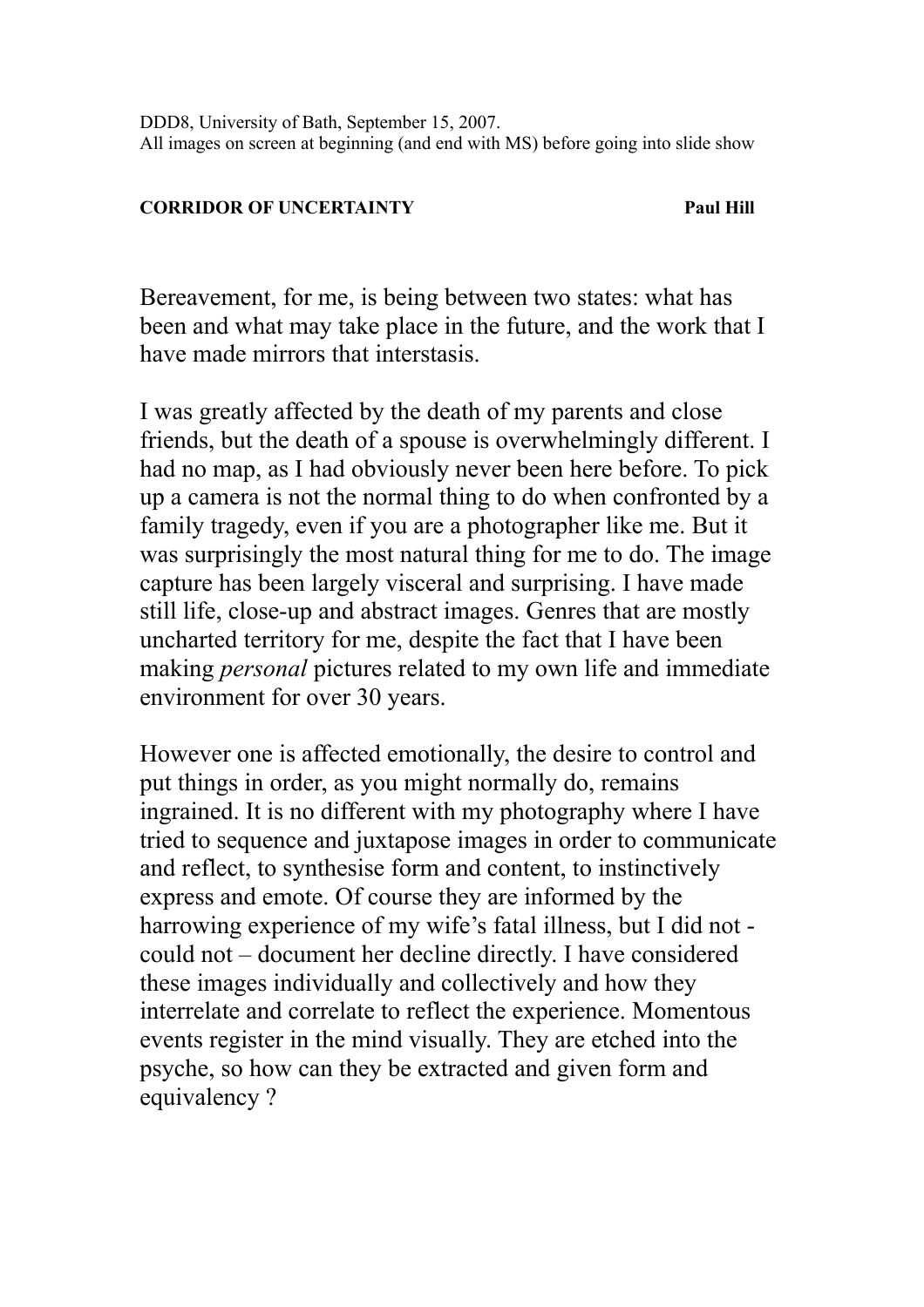DDD8, University of Bath, September 15, 2007.
All images on screen at beginning (and end with MS) before going into slide show

**CORRIDOR OF UNCERTAINTY** **Paul Hill**

Bereavement, for me, is being between two states: what has been and what may take place in the future, and the work that I have made mirrors that interstasis.

I was greatly affected by the death of my parents and close friends, but the death of a spouse is overwhelmingly different. I had no map, as I had obviously never been here before. To pick up a camera is not the normal thing to do when confronted by a family tragedy, even if you are a photographer like me. But it was surprisingly the most natural thing for me to do. The image capture has been largely visceral and surprising. I have made still life, close-up and abstract images. Genres that are mostly uncharted territory for me, despite the fact that I have been making *personal* pictures related to my own life and immediate environment for over 30 years.

However one is affected emotionally, the desire to control and put things in order, as you might normally do, remains ingrained. It is no different with my photography where I have tried to sequence and juxtapose images in order to communicate and reflect, to synthesise form and content, to instinctively express and emote. Of course they are informed by the harrowing experience of my wife's fatal illness, but I did not - could not – document her decline directly. I have considered these images individually and collectively and how they interrelate and correlate to reflect the experience. Momentous events register in the mind visually. They are etched into the psyche, so how can they be extracted and given form and equivalency ?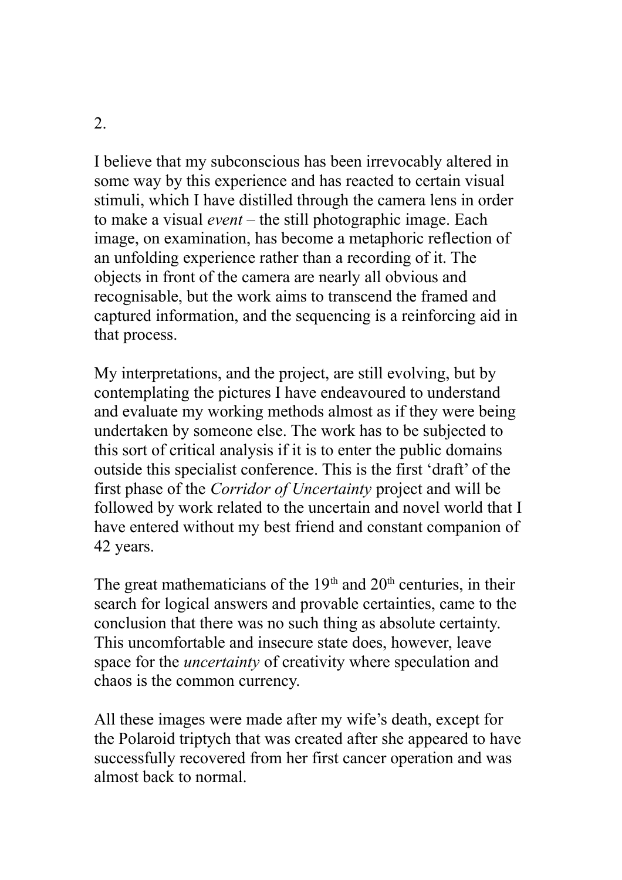I believe that my subconscious has been irrevocably altered in some way by this experience and has reacted to certain visual stimuli, which I have distilled through the camera lens in order to make a visual *event* – the still photographic image. Each image, on examination, has become a metaphoric reflection of an unfolding experience rather than a recording of it. The objects in front of the camera are nearly all obvious and recognisable, but the work aims to transcend the framed and captured information, and the sequencing is a reinforcing aid in that process.

My interpretations, and the project, are still evolving, but by contemplating the pictures I have endeavoured to understand and evaluate my working methods almost as if they were being undertaken by someone else. The work has to be subjected to this sort of critical analysis if it is to enter the public domains outside this specialist conference. This is the first 'draft' of the first phase of the *Corridor of Uncertainty* project and will be followed by work related to the uncertain and novel world that I have entered without my best friend and constant companion of 42 years.

The great mathematicians of the 19th and 20th centuries, in their search for logical answers and provable certainties, came to the conclusion that there was no such thing as absolute certainty. This uncomfortable and insecure state does, however, leave space for the *uncertainty* of creativity where speculation and chaos is the common currency.

All these images were made after my wife's death, except for the Polaroid triptych that was created after she appeared to have successfully recovered from her first cancer operation and was almost back to normal.